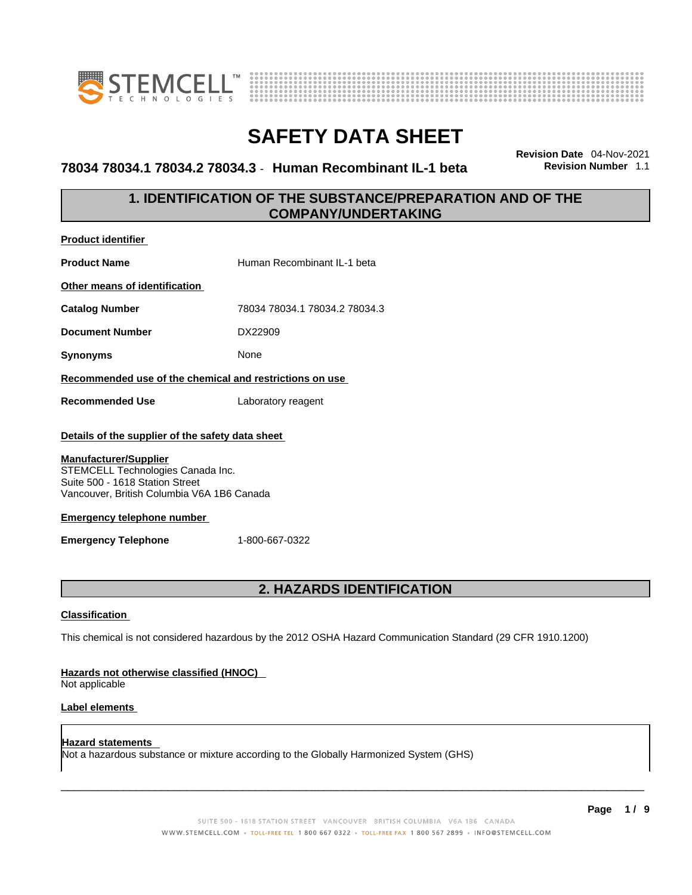# SAFETY DATA SHEET

**78034 78034.1 78034.2 78034.3 - Human Recombinant IL-1 beta**

**Revision Date** 04-Nov-2021
**Revision Number** 1.1

## 1. IDENTIFICATION OF THE SUBSTANCE/PREPARATION AND OF THE COMPANY/UNDERTAKING

**Product identifier**

**Product Name** Human Recombinant IL-1 beta

**Other means of identification**

**Catalog Number** 78034 78034.1 78034.2 78034.3

**Document Number** DX22909

**Synonyms** None

**Recommended use of the chemical and restrictions on use**

**Recommended Use** Laboratory reagent

**Details of the supplier of the safety data sheet**

**Manufacturer/Supplier**
STEMCELL Technologies Canada Inc.
Suite 500 - 1618 Station Street
Vancouver, British Columbia V6A 1B6 Canada

**Emergency telephone number**

**Emergency Telephone** 1-800-667-0322

## 2. HAZARDS IDENTIFICATION

**Classification**

This chemical is not considered hazardous by the 2012 OSHA Hazard Communication Standard (29 CFR 1910.1200)

**Hazards not otherwise classified (HNOC)**
Not applicable

**Label elements**

**Hazard statements**
Not a hazardous substance or mixture according to the Globally Harmonized System (GHS)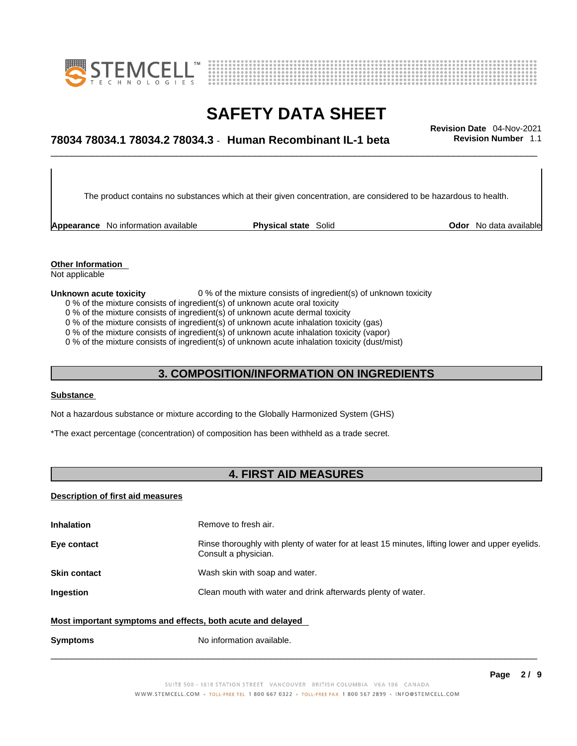The product contains no substances which at their given concentration, are considered to be hazardous to health.

**Appearance** No information available **Physical state** Solid **Odor** No data available

**Other Information**
Not applicable

**Unknown acute toxicity** 0 % of the mixture consists of ingredient(s) of unknown toxicity
0 % of the mixture consists of ingredient(s) of unknown acute oral toxicity
0 % of the mixture consists of ingredient(s) of unknown acute dermal toxicity
0 % of the mixture consists of ingredient(s) of unknown acute inhalation toxicity (gas)
0 % of the mixture consists of ingredient(s) of unknown acute inhalation toxicity (vapor)
0 % of the mixture consists of ingredient(s) of unknown acute inhalation toxicity (dust/mist)

## 3. COMPOSITION/INFORMATION ON INGREDIENTS

**Substance**

Not a hazardous substance or mixture according to the Globally Harmonized System (GHS)

*The exact percentage (concentration) of composition has been withheld as a trade secret.

## 4. FIRST AID MEASURES

**Description of first aid measures**

**Inhalation** Remove to fresh air.

**Eye contact** Rinse thoroughly with plenty of water for at least 15 minutes, lifting lower and upper eyelids. Consult a physician.

**Skin contact** Wash skin with soap and water.

**Ingestion** Clean mouth with water and drink afterwards plenty of water.

**Most important symptoms and effects, both acute and delayed**

**Symptoms** No information available.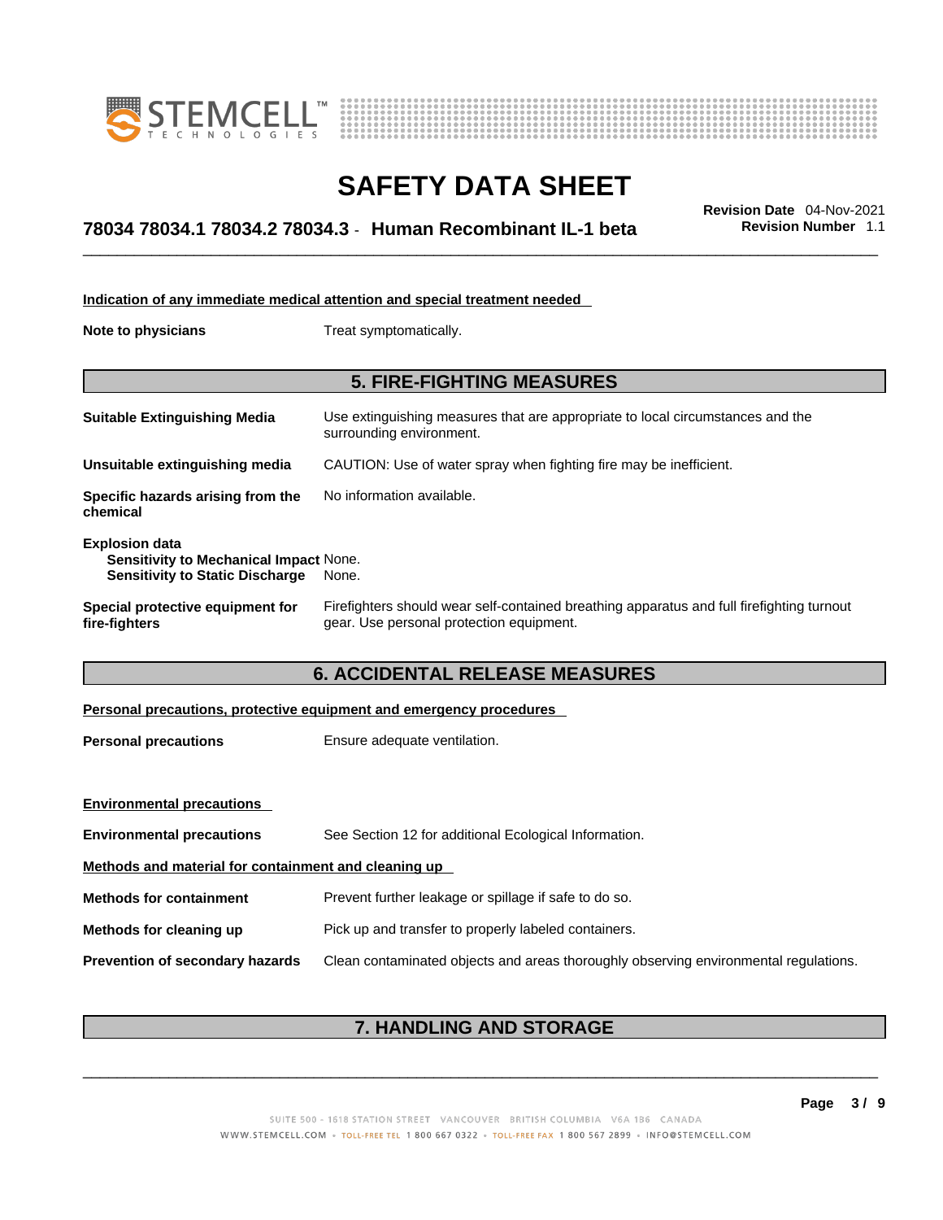**Indication of any immediate medical attention and special treatment needed**

**Note to physicians** Treat symptomatically.

## 5. FIRE-FIGHTING MEASURES

**Suitable Extinguishing Media** Use extinguishing measures that are appropriate to local circumstances and the surrounding environment.

**Unsuitable extinguishing media** CAUTION: Use of water spray when fighting fire may be inefficient.

**Specific hazards arising from the chemical** No information available.

**Explosion data**
**Sensitivity to Mechanical Impact** None.
**Sensitivity to Static Discharge** None.

**Special protective equipment for fire-fighters** Firefighters should wear self-contained breathing apparatus and full firefighting turnout gear. Use personal protection equipment.

## 6. ACCIDENTAL RELEASE MEASURES

**Personal precautions, protective equipment and emergency procedures**

**Personal precautions** Ensure adequate ventilation.

**Environmental precautions**

**Environmental precautions** See Section 12 for additional Ecological Information.

**Methods and material for containment and cleaning up**

**Methods for containment** Prevent further leakage or spillage if safe to do so.

**Methods for cleaning up** Pick up and transfer to properly labeled containers.

**Prevention of secondary hazards** Clean contaminated objects and areas thoroughly observing environmental regulations.

## 7. HANDLING AND STORAGE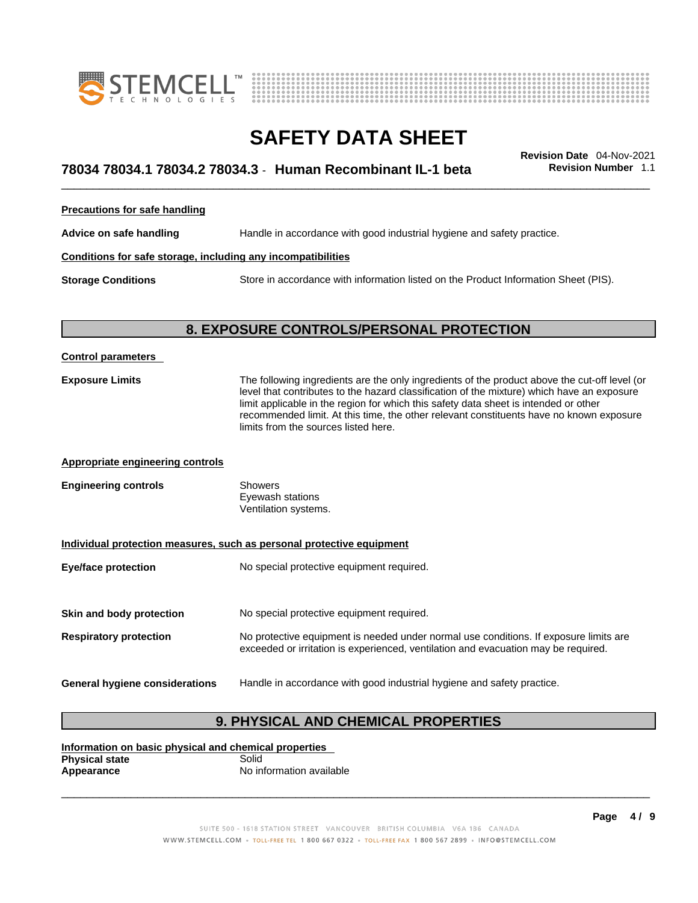#### Precations for safe handling

**Advice on safe handling** Handle in accordance with good industrial hygiene and safety practice.

#### Conditions for safe storage, including any incompatibilities

**Storage Conditions** Store in accordance with information listed on the Product Information Sheet (PIS).

## 8. EXPOSURE CONTROLS/PERSONAL PROTECTION

#### Control parameters

**Exposure Limits** The following ingredients are the only ingredients of the product above the cut-off level (or level that contributes to the hazard classification of the mixture) which have an exposure limit applicable in the region for which this safety data sheet is intended or other recommended limit. At this time, the other relevant constituents have no known exposure limits from the sources listed here.

#### Appropriate engineering controls

**Engineering controls** Showers
Eyewash stations
Ventilation systems.

#### Individual protection measures, such as personal protective equipment

**Eye/face protection** No special protective equipment required.

**Skin and body protection** No special protective equipment required.

**Respiratory protection** No protective equipment is needed under normal use conditions. If exposure limits are exceeded or irritation is experienced, ventilation and evacuation may be required.

**General hygiene considerations** Handle in accordance with good industrial hygiene and safety practice.

## 9. PHYSICAL AND CHEMICAL PROPERTIES

#### Information on basic physical and chemical properties

**Physical state** Solid
**Appearance** No information available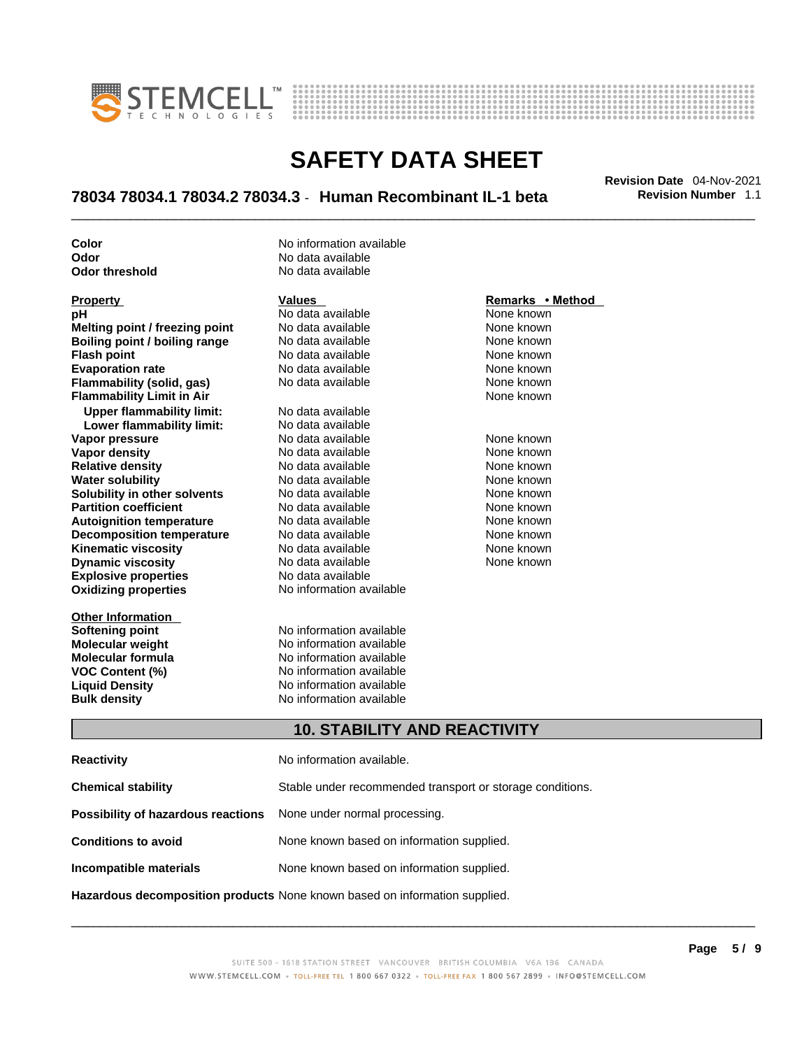| | |
|---|---|
| **Color** | No information available |
| **Odor** | No data available |
| **Odor threshold** | No data available |

| **Property** | **Values** | **Remarks • Method** |
|---|---|---|
| **pH** | No data available | None known |
| **Melting point / freezing point** | No data available | None known |
| **Boiling point / boiling range** | No data available | None known |
| **Flash point** | No data available | None known |
| **Evaporation rate** | No data available | None known |
| **Flammability (solid, gas)** | No data available | None known |
| **Flammability Limit in Air** | | None known |
| **Upper flammability limit:** | No data available | |
| **Lower flammability limit:** | No data available | |
| **Vapor pressure** | No data available | None known |
| **Vapor density** | No data available | None known |
| **Relative density** | No data available | None known |
| **Water solubility** | No data available | None known |
| **Solubility in other solvents** | No data available | None known |
| **Partition coefficient** | No data available | None known |
| **Autoignition temperature** | No data available | None known |
| **Decomposition temperature** | No data available | None known |
| **Kinematic viscosity** | No data available | None known |
| **Dynamic viscosity** | No data available | None known |
| **Explosive properties** | No data available | |
| **Oxidizing properties** | No information available | |

| **Other Information** | |
|---|---|
| **Softening point** | No information available |
| **Molecular weight** | No information available |
| **Molecular formula** | No information available |
| **VOC Content (%)** | No information available |
| **Liquid Density** | No information available |
| **Bulk density** | No information available |

## 10. STABILITY AND REACTIVITY

| | |
|---|---|
| **Reactivity** | No information available. |
| **Chemical stability** | Stable under recommended transport or storage conditions. |
| **Possibility of hazardous reactions** | None under normal processing. |
| **Conditions to avoid** | None known based on information supplied. |
| **Incompatible materials** | None known based on information supplied. |
| **Hazardous decomposition products** | None known based on information supplied. |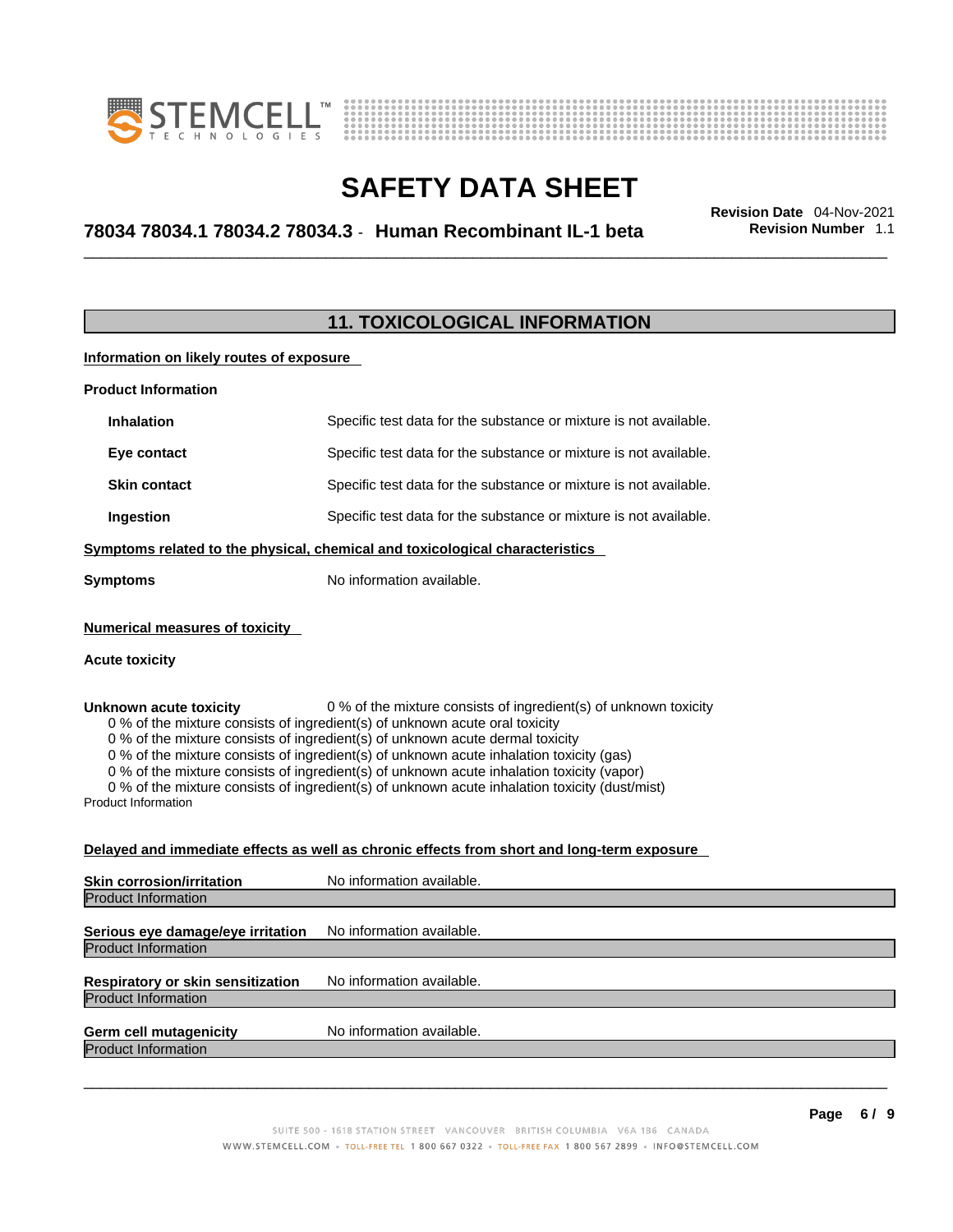## 11. TOXICOLOGICAL INFORMATION

**Information on likely routes of exposure**

**Product Information**

| | |
|---|---|
| **Inhalation** | Specific test data for the substance or mixture is not available. |
| **Eye contact** | Specific test data for the substance or mixture is not available. |
| **Skin contact** | Specific test data for the substance or mixture is not available. |
| **Ingestion** | Specific test data for the substance or mixture is not available. |

**Symptoms related to the physical, chemical and toxicological characteristics**

**Symptoms** No information available.

**Numerical measures of toxicity**

**Acute toxicity**

**Unknown acute toxicity** 0 % of the mixture consists of ingredient(s) of unknown toxicity

0 % of the mixture consists of ingredient(s) of unknown acute oral toxicity
0 % of the mixture consists of ingredient(s) of unknown acute dermal toxicity
0 % of the mixture consists of ingredient(s) of unknown acute inhalation toxicity (gas)
0 % of the mixture consists of ingredient(s) of unknown acute inhalation toxicity (vapor)
0 % of the mixture consists of ingredient(s) of unknown acute inhalation toxicity (dust/mist)

Product Information

**Delayed and immediate effects as well as chronic effects from short and long-term exposure**

**Skin corrosion/irritation** No information available.

Product Information

**Serious eye damage/eye irritation** No information available.

Product Information

**Respiratory or skin sensitization** No information available.

Product Information

**Germ cell mutagenicity** No information available.

Product Information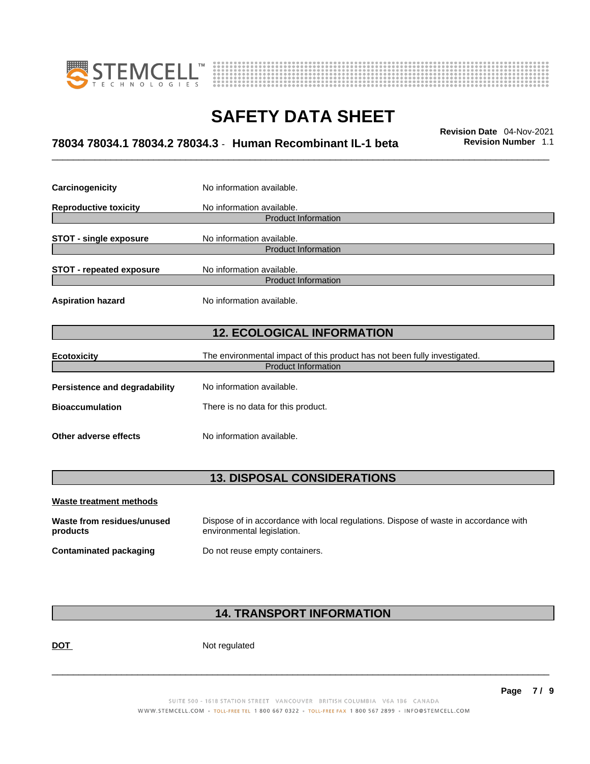| | |
|---|---|
| **Carcinogenicity** | No information available. |
| **Reproductive toxicity** | No information available. |

Product Information

| | |
|---|---|
| **STOT - single exposure** | No information available. |

Product Information

| | |
|---|---|
| **STOT - repeated exposure** | No information available. |

Product Information

| | |
|---|---|
| **Aspiration hazard** | No information available. |

## 12. ECOLOGICAL INFORMATION

| | |
|---|---|
| **Ecotoxicity** | The environmental impact of this product has not been fully investigated. |

Product Information

| | |
|---|---|
| **Persistence and degradability** | No information available. |
| **Bioaccumulation** | There is no data for this product. |
| **Other adverse effects** | No information available. |

## 13. DISPOSAL CONSIDERATIONS

**Waste treatment methods**

| | |
|---|---|
| **Waste from residues/unused products** | Dispose of in accordance with local regulations. Dispose of waste in accordance with environmental legislation. |
| **Contaminated packaging** | Do not reuse empty containers. |

## 14. TRANSPORT INFORMATION

| | |
|---|---|
| **DOT** | Not regulated |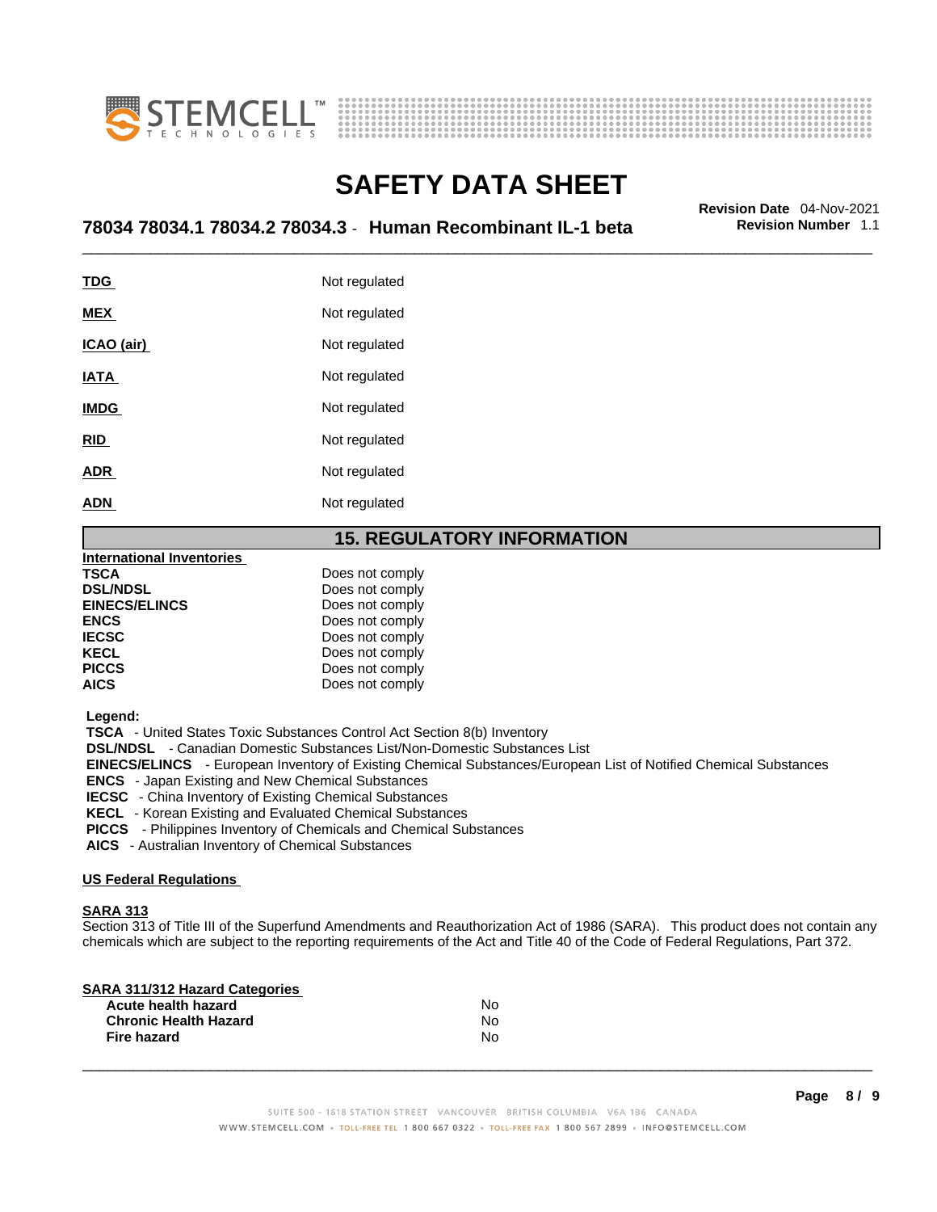| | |
|---|---|
| **TDG** | Not regulated |
| **MEX** | Not regulated |
| **ICAO (air)** | Not regulated |
| **IATA** | Not regulated |
| **IMDG** | Not regulated |
| **RID** | Not regulated |
| **ADR** | Not regulated |
| **ADN** | Not regulated |

## 15. REGULATORY INFORMATION

**International Inventories**

| | |
|---|---|
| **TSCA** | Does not comply |
| **DSL/NDSL** | Does not comply |
| **EINECS/ELINCS** | Does not comply |
| **ENCS** | Does not comply |
| **IECSC** | Does not comply |
| **KECL** | Does not comply |
| **PICCS** | Does not comply |
| **AICS** | Does not comply |

**Legend:**

**TSCA** - United States Toxic Substances Control Act Section 8(b) Inventory
**DSL/NDSL** - Canadian Domestic Substances List/Non-Domestic Substances List
**EINECS/ELINCS** - European Inventory of Existing Chemical Substances/European List of Notified Chemical Substances
**ENCS** - Japan Existing and New Chemical Substances
**IECSC** - China Inventory of Existing Chemical Substances
**KECL** - Korean Existing and Evaluated Chemical Substances
**PICCS** - Philippines Inventory of Chemicals and Chemical Substances
**AICS** - Australian Inventory of Chemical Substances

**US Federal Regulations**

**SARA 313**

Section 313 of Title III of the Superfund Amendments and Reauthorization Act of 1986 (SARA). This product does not contain any chemicals which are subject to the reporting requirements of the Act and Title 40 of the Code of Federal Regulations, Part 372.

**SARA 311/312 Hazard Categories**

| | |
|---|---|
| **Acute health hazard** | No |
| **Chronic Health Hazard** | No |
| **Fire hazard** | No |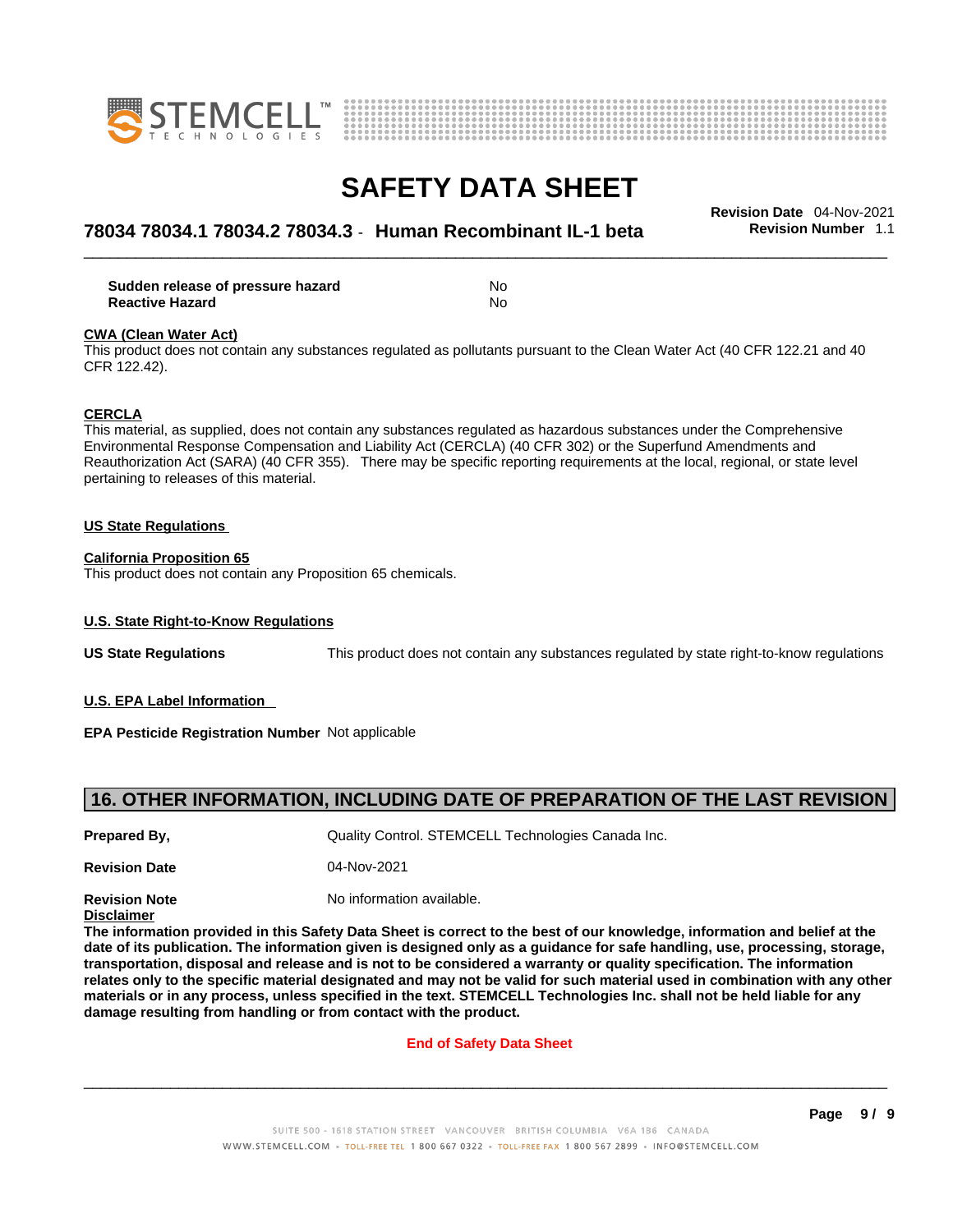| | |
|---|---|
| **Sudden release of pressure hazard** | No |
| **Reactive Hazard** | No |

**CWA (Clean Water Act)**

This product does not contain any substances regulated as pollutants pursuant to the Clean Water Act (40 CFR 122.21 and 40 CFR 122.42).

**CERCLA**

This material, as supplied, does not contain any substances regulated as hazardous substances under the Comprehensive Environmental Response Compensation and Liability Act (CERCLA) (40 CFR 302) or the Superfund Amendments and Reauthorization Act (SARA) (40 CFR 355). There may be specific reporting requirements at the local, regional, or state level pertaining to releases of this material.

**US State Regulations**

**California Proposition 65**

This product does not contain any Proposition 65 chemicals.

**U.S. State Right-to-Know Regulations**

**US State Regulations** This product does not contain any substances regulated by state right-to-know regulations

**U.S. EPA Label Information**

**EPA Pesticide Registration Number** Not applicable

## 16. OTHER INFORMATION, INCLUDING DATE OF PREPARATION OF THE LAST REVISION

**Prepared By,** Quality Control. STEMCELL Technologies Canada Inc.

**Revision Date** 04-Nov-2021

**Revision Note** No information available.

**Disclaimer**

**The information provided in this Safety Data Sheet is correct to the best of our knowledge, information and belief at the date of its publication. The information given is designed only as a guidance for safe handling, use, processing, storage, transportation, disposal and release and is not to be considered a warranty or quality specification. The information relates only to the specific material designated and may not be valid for such material used in combination with any other materials or in any process, unless specified in the text. STEMCELL Technologies Inc. shall not be held liable for any damage resulting from handling or from contact with the product.**

**End of Safety Data Sheet**